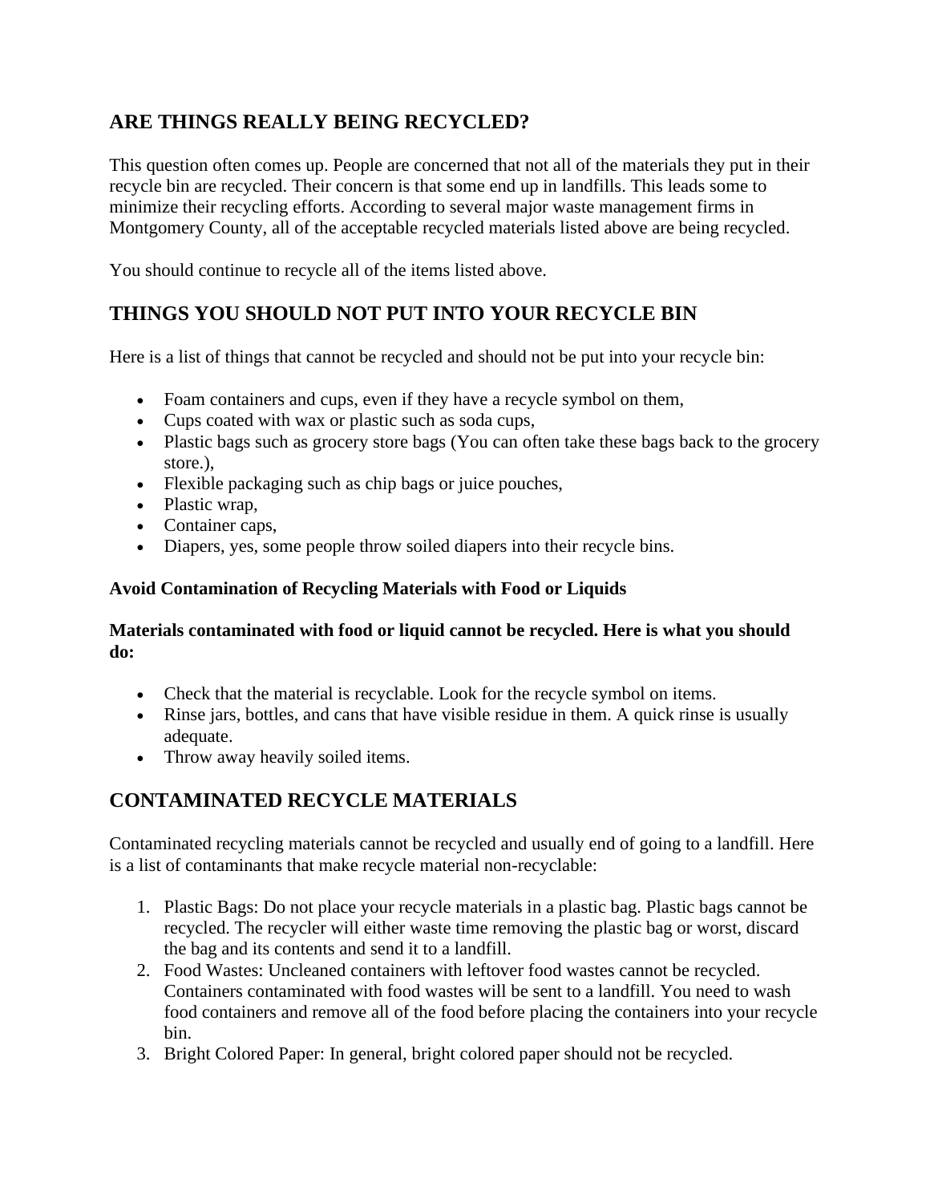## ARE THINGS REALLY BEING RECYCLED?

This question often comes up. People are concerned that not all of the materials they put in their recycle bin are recycled. Their concern is that some end up in landfills. This leads some to minimize their recycling efforts. According to several major waste management firms in Montgomery County, all of the acceptable recycled materials listed above are being recycled.

You should continue to recycle all of the items listed above.

## THINGS YOU SHOULD NOT PUT INTO YOUR RECYCLE BIN

Here is a list of things that cannot be recycled and should not be put into your recycle bin:

- Foam containers and cups, even if they have a recycle symbol on them,
- Cups coated with wax or plastic such as soda cups,
- Plastic bags such as grocery store bags (You can often take these bags back to the grocery store.),
- Flexible packaging such as chip bags or juice pouches,
- Plastic wrap,
- Container caps,
- Diapers, yes, some people throw soiled diapers into their recycle bins.

**Avoid Contamination of Recycling Materials with Food or Liquids**

**Materials contaminated with food or liquid cannot be recycled. Here is what you should do:**

- Check that the material is recyclable. Look for the recycle symbol on items.
- Rinse jars, bottles, and cans that have visible residue in them. A quick rinse is usually adequate.
- Throw away heavily soiled items.

## CONTAMINATED RECYCLE MATERIALS

Contaminated recycling materials cannot be recycled and usually end of going to a landfill. Here is a list of contaminants that make recycle material non-recyclable:

1. Plastic Bags: Do not place your recycle materials in a plastic bag. Plastic bags cannot be recycled. The recycler will either waste time removing the plastic bag or worst, discard the bag and its contents and send it to a landfill.
2. Food Wastes: Uncleaned containers with leftover food wastes cannot be recycled. Containers contaminated with food wastes will be sent to a landfill. You need to wash food containers and remove all of the food before placing the containers into your recycle bin.
3. Bright Colored Paper: In general, bright colored paper should not be recycled.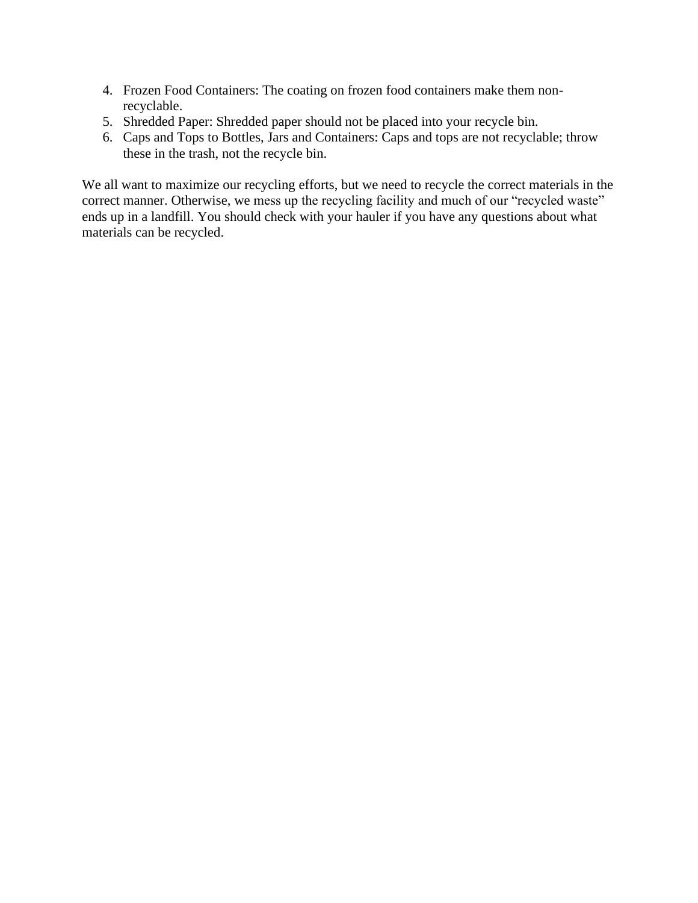4. Frozen Food Containers: The coating on frozen food containers make them non-recyclable.
5. Shredded Paper: Shredded paper should not be placed into your recycle bin.
6. Caps and Tops to Bottles, Jars and Containers: Caps and tops are not recyclable; throw these in the trash, not the recycle bin.

We all want to maximize our recycling efforts, but we need to recycle the correct materials in the correct manner. Otherwise, we mess up the recycling facility and much of our "recycled waste" ends up in a landfill. You should check with your hauler if you have any questions about what materials can be recycled.